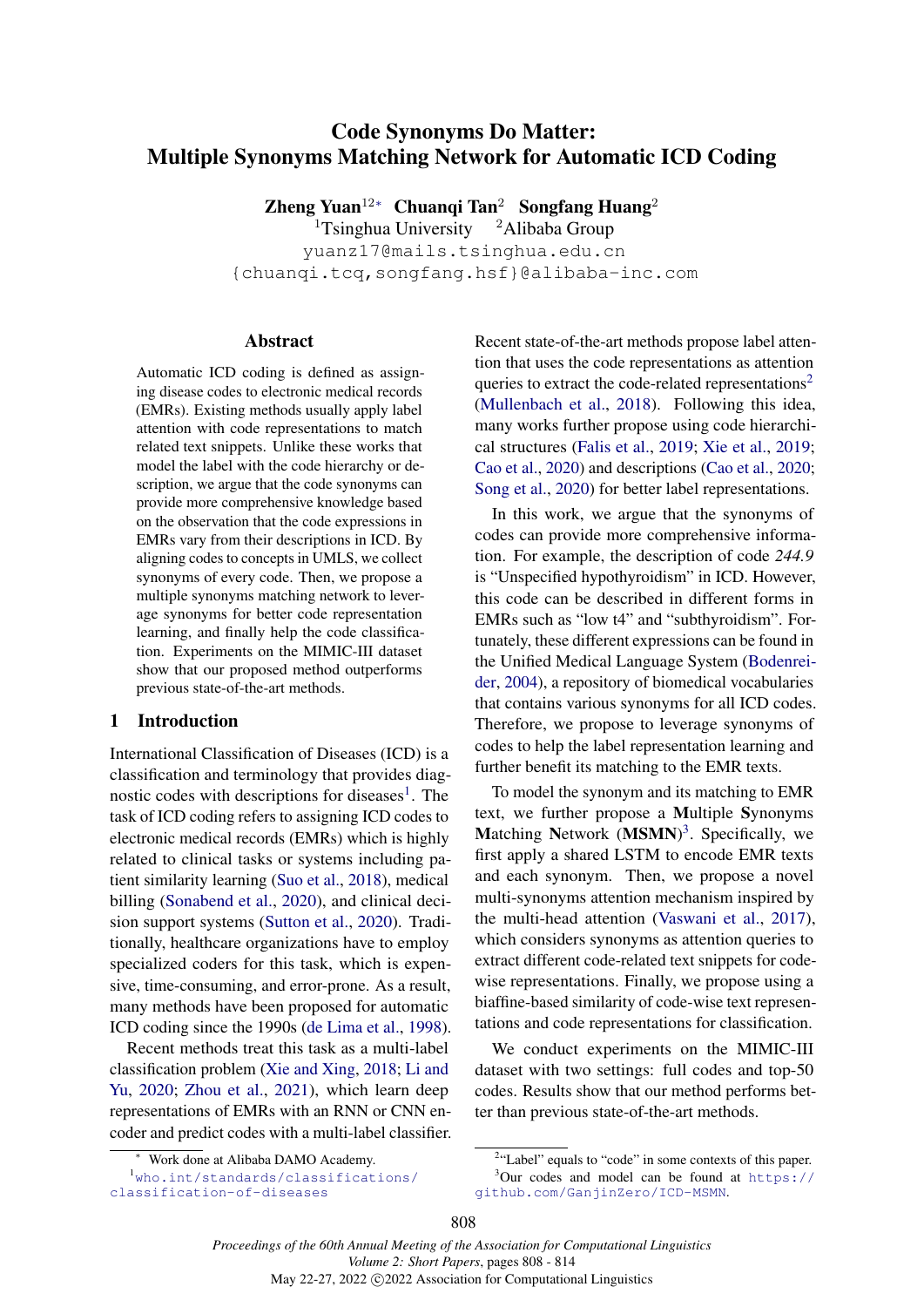# Code Synonyms Do Matter: Multiple Synonyms Matching Network for Automatic ICD Coding

**Zheng Yuan**[1,2*] **Chuanqi Tan**[2] **Songfang Huang**[2]

[1]Tsinghua University [2]Alibaba Group

yuanz17@mails.tsinghua.edu.cn

{chuanqi.tcq,songfang.hsf}@alibaba-inc.com

## Abstract

Automatic ICD coding is defined as assigning disease codes to electronic medical records (EMRs). Existing methods usually apply label attention with code representations to match related text snippets. Unlike these works that model the label with the code hierarchy or description, we argue that the code synonyms can provide more comprehensive knowledge based on the observation that the code expressions in EMRs vary from their descriptions in ICD. By aligning codes to concepts in UMLS, we collect synonyms of every code. Then, we propose a multiple synonyms matching network to leverage synonyms for better code representation learning, and finally help the code classification. Experiments on the MIMIC-III dataset show that our proposed method outperforms previous state-of-the-art methods.

## 1 Introduction

International Classification of Diseases (ICD) is a classification and terminology that provides diagnostic codes with descriptions for diseases[1]. The task of ICD coding refers to assigning ICD codes to electronic medical records (EMRs) which is highly related to clinical tasks or systems including patient similarity learning (Suo et al., 2018), medical billing (Sonabend et al., 2020), and clinical decision support systems (Sutton et al., 2020). Traditionally, healthcare organizations have to employ specialized coders for this task, which is expensive, time-consuming, and error-prone. As a result, many methods have been proposed for automatic ICD coding since the 1990s (de Lima et al., 1998).

Recent methods treat this task as a multi-label classification problem (Xie and Xing, 2018; Li and Yu, 2020; Zhou et al., 2021), which learn deep representations of EMRs with an RNN or CNN encoder and predict codes with a multi-label classifier. Recent state-of-the-art methods propose label attention that uses the code representations as attention queries to extract the code-related representations[2] (Mullenbach et al., 2018). Following this idea, many works further propose using code hierarchical structures (Falis et al., 2019; Xie et al., 2019; Cao et al., 2020) and descriptions (Cao et al., 2020; Song et al., 2020) for better label representations.

In this work, we argue that the synonyms of codes can provide more comprehensive information. For example, the description of code *244.9* is "Unspecified hypothyroidism" in ICD. However, this code can be described in different forms in EMRs such as "low t4" and "subthyroidism". Fortunately, these different expressions can be found in the Unified Medical Language System (Bodenreider, 2004), a repository of biomedical vocabularies that contains various synonyms for all ICD codes. Therefore, we propose to leverage synonyms of codes to help the label representation learning and further benefit its matching to the EMR texts.

To model the synonym and its matching to EMR text, we further propose a **M**ultiple **S**ynonyms **M**atching **N**etwork (**MSMN**)[3]. Specifically, we first apply a shared LSTM to encode EMR texts and each synonym. Then, we propose a novel multi-synonyms attention mechanism inspired by the multi-head attention (Vaswani et al., 2017), which considers synonyms as attention queries to extract different code-related text snippets for code-wise representations. Finally, we propose using a biaffine-based similarity of code-wise text representations and code representations for classification.

We conduct experiments on the MIMIC-III dataset with two settings: full codes and top-50 codes. Results show that our method performs better than previous state-of-the-art methods.

---

[*] Work done at Alibaba DAMO Academy.

[1] who.int/standards/classifications/classification-of-diseases

[2] "Label" equals to "code" in some contexts of this paper.

[3] Our codes and model can be found at https://github.com/GanjinZero/ICD-MSMN.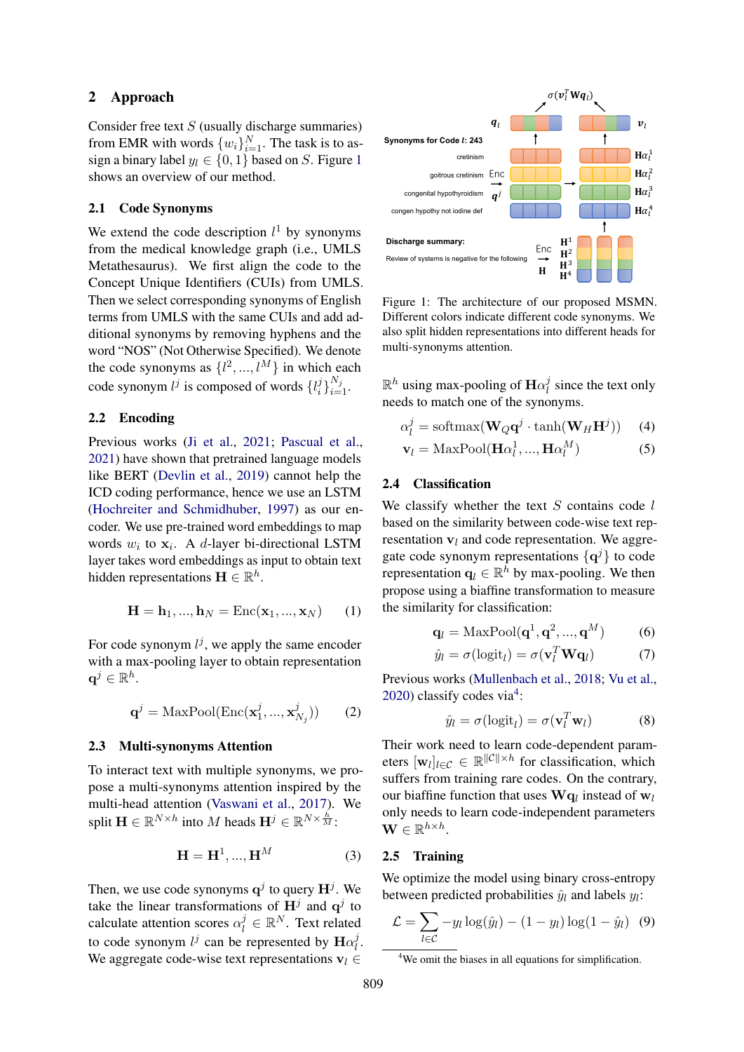## 2 Approach

Consider free text $S$ (usually discharge summaries) from EMR with words $\{w_i\}_{i=1}^{N}$. The task is to assign a binary label $y_l \in \{0, 1\}$ based on $S$. Figure 1 shows an overview of our method.

### 2.1 Code Synonyms

We extend the code description $l^1$ by synonyms from the medical knowledge graph (i.e., UMLS Metathesaurus). We first align the code to the Concept Unique Identifiers (CUIs) from UMLS. Then we select corresponding synonyms of English terms from UMLS with the same CUIs and add additional synonyms by removing hyphens and the word "NOS" (Not Otherwise Specified). We denote the code synonyms as $\{l^2, ..., l^M\}$ in which each code synonym $l^j$ is composed of words $\{l_i^j\}_{i=1}^{N_j}$.

### 2.2 Encoding

Previous works (Ji et al., 2021; Pascual et al., 2021) have shown that pretrained language models like BERT (Devlin et al., 2019) cannot help the ICD coding performance, hence we use an LSTM (Hochreiter and Schmidhuber, 1997) as our encoder. We use pre-trained word embeddings to map words $w_i$ to $\mathbf{x}_i$. A $d$-layer bi-directional LSTM layer takes word embeddings as input to obtain text hidden representations $\mathbf{H} \in \mathbb{R}^h$.

$$\mathbf{H} = \mathbf{h}_1, ..., \mathbf{h}_N = \mathrm{Enc}(\mathbf{x}_1, ..., \mathbf{x}_N) \quad (1)$$

For code synonym $l^j$, we apply the same encoder with a max-pooling layer to obtain representation $\mathbf{q}^j \in \mathbb{R}^h$.

$$\mathbf{q}^j = \mathrm{MaxPool}(\mathrm{Enc}(\mathbf{x}_1^j, ..., \mathbf{x}_{N_j}^j)) \quad (2)$$

### 2.3 Multi-synonyms Attention

To interact text with multiple synonyms, we propose a multi-synonyms attention inspired by the multi-head attention (Vaswani et al., 2017). We split $\mathbf{H} \in \mathbb{R}^{N \times h}$ into $M$ heads $\mathbf{H}^j \in \mathbb{R}^{N \times \frac{h}{M}}$:

$$\mathbf{H} = \mathbf{H}^1, ..., \mathbf{H}^M \quad (3)$$

Then, we use code synonyms $\mathbf{q}^j$ to query $\mathbf{H}^j$. We take the linear transformations of $\mathbf{H}^j$ and $\mathbf{q}^j$ to calculate attention scores $\alpha_l^j \in \mathbb{R}^N$. Text related to code synonym $l^j$ can be represented by $\mathbf{H}\alpha_l^j$. We aggregate code-wise text representations $\mathbf{v}_l \in \mathbb{R}^h$ using max-pooling of $\mathbf{H}\alpha_l^j$ since the text only needs to match one of the synonyms.

$$\alpha_l^j = \mathrm{softmax}(\mathbf{W}_Q \mathbf{q}^j \cdot \tanh(\mathbf{W}_H \mathbf{H}^j)) \quad (4)$$

$$\mathbf{v}_l = \mathrm{MaxPool}(\mathbf{H}\alpha_l^1, ..., \mathbf{H}\alpha_l^M) \quad (5)$$

Figure 1: The architecture of our proposed MSMN. Different colors indicate different code synonyms. We also split hidden representations into different heads for multi-synonyms attention.

### 2.4 Classification

We classify whether the text $S$ contains code $l$ based on the similarity between code-wise text representation $\mathbf{v}_l$ and code representation. We aggregate code synonym representations $\{\mathbf{q}^j\}$ to code representation $\mathbf{q}_l \in \mathbb{R}^h$ by max-pooling. We then propose using a biaffine transformation to measure the similarity for classification:

$$\mathbf{q}_l = \mathrm{MaxPool}(\mathbf{q}^1, \mathbf{q}^2, ..., \mathbf{q}^M) \quad (6)$$

$$\hat{y}_l = \sigma(\mathrm{logit}_l) = \sigma(\mathbf{v}_l^T \mathbf{W} \mathbf{q}_l) \quad (7)$$

Previous works (Mullenbach et al., 2018; Vu et al., 2020) classify codes via[4]:

$$\hat{y}_l = \sigma(\mathrm{logit}_l) = \sigma(\mathbf{v}_l^T \mathbf{w}_l) \quad (8)$$

Their work need to learn code-dependent parameters $[\mathbf{w}_l]_{l \in \mathcal{C}} \in \mathbb{R}^{\|\mathcal{C}\| \times h}$ for classification, which suffers from training rare codes. On the contrary, our biaffine function that uses $\mathbf{W}\mathbf{q}_l$ instead of $\mathbf{w}_l$ only needs to learn code-independent parameters $\mathbf{W} \in \mathbb{R}^{h \times h}$.

### 2.5 Training

We optimize the model using binary cross-entropy between predicted probabilities $\hat{y}_l$ and labels $y_l$:

$$\mathcal{L} = \sum_{l \in \mathcal{C}} -y_l \log(\hat{y}_l) - (1 - y_l) \log(1 - \hat{y}_l) \quad (9)$$

[4] We omit the biases in all equations for simplification.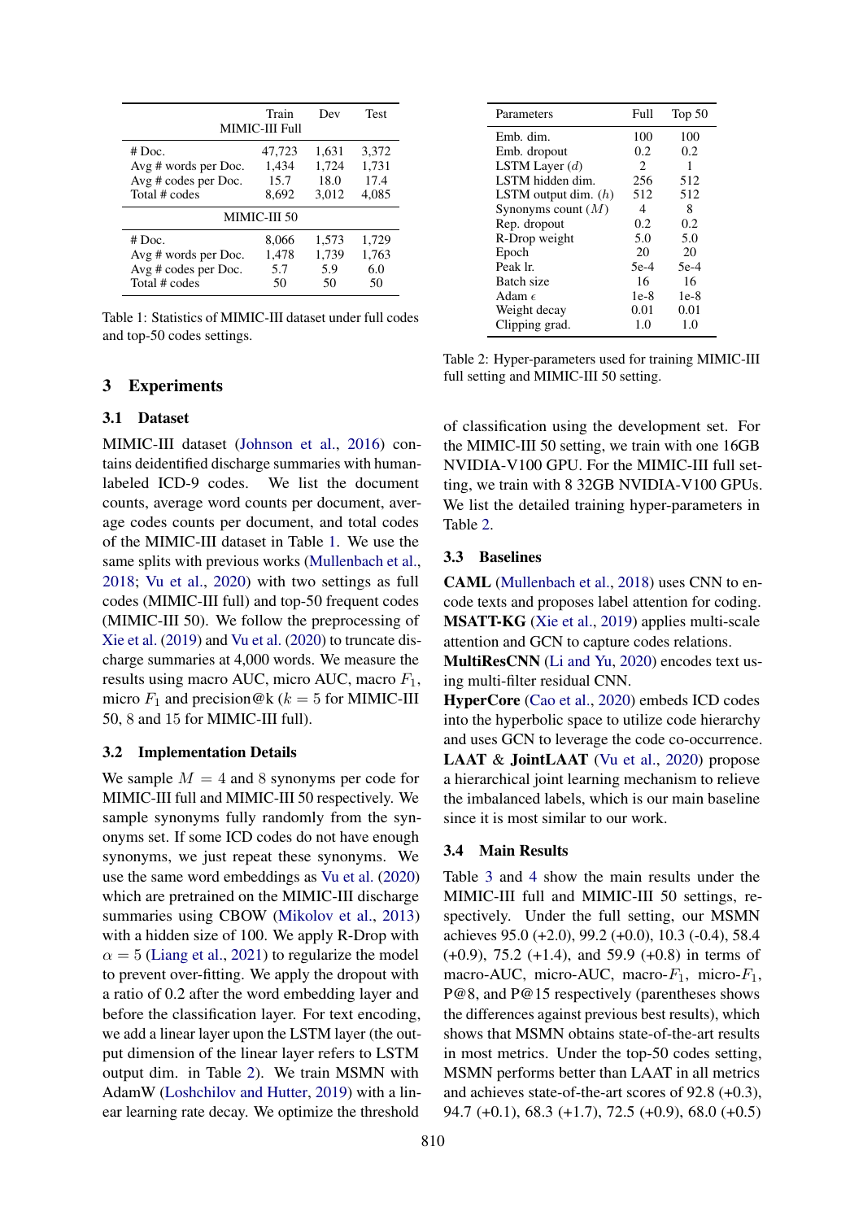| | Train | Dev | Test |
|---|---|---|---|
| MIMIC-III Full | | | |
| # Doc. | 47,723 | 1,631 | 3,372 |
| Avg # words per Doc. | 1,434 | 1,724 | 1,731 |
| Avg # codes per Doc. | 15.7 | 18.0 | 17.4 |
| Total # codes | 8,692 | 3,012 | 4,085 |
| MIMIC-III 50 | | | |
| # Doc. | 8,066 | 1,573 | 1,729 |
| Avg # words per Doc. | 1,478 | 1,739 | 1,763 |
| Avg # codes per Doc. | 5.7 | 5.9 | 6.0 |
| Total # codes | 50 | 50 | 50 |

Table 1: Statistics of MIMIC-III dataset under full codes and top-50 codes settings.

## 3 Experiments

### 3.1 Dataset

MIMIC-III dataset (Johnson et al., 2016) contains deidentified discharge summaries with human-labeled ICD-9 codes. We list the document counts, average word counts per document, average codes counts per document, and total codes of the MIMIC-III dataset in Table 1. We use the same splits with previous works (Mullenbach et al., 2018; Vu et al., 2020) with two settings as full codes (MIMIC-III full) and top-50 frequent codes (MIMIC-III 50). We follow the preprocessing of Xie et al. (2019) and Vu et al. (2020) to truncate discharge summaries at 4,000 words. We measure the results using macro AUC, micro AUC, macro $F_1$, micro $F_1$ and precision@k ($k = 5$ for MIMIC-III 50, 8 and 15 for MIMIC-III full).

### 3.2 Implementation Details

We sample $M = 4$ and 8 synonyms per code for MIMIC-III full and MIMIC-III 50 respectively. We sample synonyms fully randomly from the synonyms set. If some ICD codes do not have enough synonyms, we just repeat these synonyms. We use the same word embeddings as Vu et al. (2020) which are pretrained on the MIMIC-III discharge summaries using CBOW (Mikolov et al., 2013) with a hidden size of 100. We apply R-Drop with $\alpha = 5$ (Liang et al., 2021) to regularize the model to prevent over-fitting. We apply the dropout with a ratio of 0.2 after the word embedding layer and before the classification layer. For text encoding, we add a linear layer upon the LSTM layer (the output dimension of the linear layer refers to LSTM output dim. in Table 2). We train MSMN with AdamW (Loshchilov and Hutter, 2019) with a linear learning rate decay. We optimize the threshold of classification using the development set. For the MIMIC-III 50 setting, we train with one 16GB NVIDIA-V100 GPU. For the MIMIC-III full setting, we train with 8 32GB NVIDIA-V100 GPUs. We list the detailed training hyper-parameters in Table 2.

| Parameters | Full | Top 50 |
|---|---|---|
| Emb. dim. | 100 | 100 |
| Emb. dropout | 0.2 | 0.2 |
| LSTM Layer ($d$) | 2 | 1 |
| LSTM hidden dim. | 256 | 512 |
| LSTM output dim. ($h$) | 512 | 512 |
| Synonyms count ($M$) | 4 | 8 |
| Rep. dropout | 0.2 | 0.2 |
| R-Drop weight | 5.0 | 5.0 |
| Epoch | 20 | 20 |
| Peak lr. | 5e-4 | 5e-4 |
| Batch size | 16 | 16 |
| Adam $\epsilon$ | 1e-8 | 1e-8 |
| Weight decay | 0.01 | 0.01 |
| Clipping grad. | 1.0 | 1.0 |

Table 2: Hyper-parameters used for training MIMIC-III full setting and MIMIC-III 50 setting.

### 3.3 Baselines

**CAML** (Mullenbach et al., 2018) uses CNN to encode texts and proposes label attention for coding.
**MSATT-KG** (Xie et al., 2019) applies multi-scale attention and GCN to capture codes relations.
**MultiResCNN** (Li and Yu, 2020) encodes text using multi-filter residual CNN.
**HyperCore** (Cao et al., 2020) embeds ICD codes into the hyperbolic space to utilize code hierarchy and uses GCN to leverage the code co-occurrence.
**LAAT** & **JointLAAT** (Vu et al., 2020) propose a hierarchical joint learning mechanism to relieve the imbalanced labels, which is our main baseline since it is most similar to our work.

### 3.4 Main Results

Table 3 and 4 show the main results under the MIMIC-III full and MIMIC-III 50 settings, respectively. Under the full setting, our MSMN achieves 95.0 (+2.0), 99.2 (+0.0), 10.3 (-0.4), 58.4 (+0.9), 75.2 (+1.4), and 59.9 (+0.8) in terms of macro-AUC, micro-AUC, macro-$F_1$, micro-$F_1$, P@8, and P@15 respectively (parentheses shows the differences against previous best results), which shows that MSMN obtains state-of-the-art results in most metrics. Under the top-50 codes setting, MSMN performs better than LAAT in all metrics and achieves state-of-the-art scores of 92.8 (+0.3), 94.7 (+0.1), 68.3 (+1.7), 72.5 (+0.9), 68.0 (+0.5)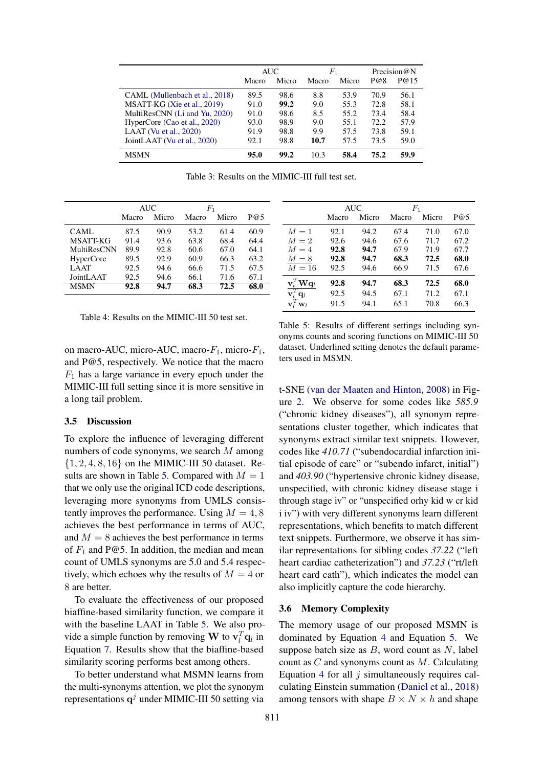| | AUC | | $F_1$ | | Precision@N | |
|---|---|---|---|---|---|---|
| | Macro | Micro | Macro | Micro | P@8 | P@15 |
| CAML (Mullenbach et al., 2018) | 89.5 | 98.6 | 8.8 | 53.9 | 70.9 | 56.1 |
| MSATT-KG (Xie et al., 2019) | 91.0 | **99.2** | 9.0 | 55.3 | 72.8 | 58.1 |
| MultiResCNN (Li and Yu, 2020) | 91.0 | 98.6 | 8.5 | 55.2 | 73.4 | 58.4 |
| HyperCore (Cao et al., 2020) | 93.0 | 98.9 | 9.0 | 55.1 | 72.2 | 57.9 |
| LAAT (Vu et al., 2020) | 91.9 | 98.8 | 9.9 | 57.5 | 73.8 | 59.1 |
| JointLAAT (Vu et al., 2020) | 92.1 | 98.8 | **10.7** | 57.5 | 73.5 | 59.0 |
| MSMN | **95.0** | **99.2** | 10.3 | **58.4** | **75.2** | **59.9** |

Table 3: Results on the MIMIC-III full test set.

| | AUC | | $F_1$ | | P@5 |
|---|---|---|---|---|---|
| | Macro | Micro | Macro | Micro | |
| CAML | 87.5 | 90.9 | 53.2 | 61.4 | 60.9 |
| MSATT-KG | 91.4 | 93.6 | 63.8 | 68.4 | 64.4 |
| MultiResCNN | 89.9 | 92.8 | 60.6 | 67.0 | 64.1 |
| HyperCore | 89.5 | 92.9 | 60.9 | 66.3 | 63.2 |
| LAAT | 92.5 | 94.6 | 66.6 | 71.5 | 67.5 |
| JointLAAT | 92.5 | 94.6 | 66.1 | 71.6 | 67.1 |
| MSMN | **92.8** | **94.7** | **68.3** | **72.5** | **68.0** |

Table 4: Results on the MIMIC-III 50 test set.

| | AUC | | $F_1$ | | P@5 |
|---|---|---|---|---|---|
| | Macro | Micro | Macro | Micro | |
| $M = 1$ | 92.1 | 94.2 | 67.4 | 71.0 | 67.0 |
| $M = 2$ | 92.6 | 94.6 | 67.6 | 71.7 | 67.2 |
| $M = 4$ | **92.8** | **94.7** | 67.9 | 71.9 | 67.7 |
| $\underline{M = 8}$ | **92.8** | **94.7** | **68.3** | **72.5** | **68.0** |
| $M = 16$ | 92.5 | 94.6 | 66.9 | 71.5 | 67.6 |
| $\underline{\mathbf{v}_l^T \mathbf{W} \mathbf{q}_l}$ | **92.8** | **94.7** | **68.3** | **72.5** | **68.0** |
| $\mathbf{v}_l^T \mathbf{q}_l$ | 92.5 | 94.5 | 67.1 | 71.2 | 67.1 |
| $\mathbf{v}_l^T \mathbf{w}_l$ | 91.5 | 94.1 | 65.1 | 70.8 | 66.3 |

Table 5: Results of different settings including synonyms counts and scoring functions on MIMIC-III 50 dataset. Underlined setting denotes the default parameters used in MSMN.

on macro-AUC, micro-AUC, macro-$F_1$, micro-$F_1$, and P@5, respectively. We notice that the macro $F_1$ has a large variance in every epoch under the MIMIC-III full setting since it is more sensitive in a long tail problem.

### 3.5 Discussion

To explore the influence of leveraging different numbers of code synonyms, we search $M$ among $\{1, 2, 4, 8, 16\}$ on the MIMIC-III 50 dataset. Results are shown in Table 5. Compared with $M = 1$ that we only use the original ICD code descriptions, leveraging more synonyms from UMLS consistently improves the performance. Using $M = 4, 8$ achieves the best performance in terms of AUC, and $M = 8$ achieves the best performance in terms of $F_1$ and P@5. In addition, the median and mean count of UMLS synonyms are 5.0 and 5.4 respectively, which echoes why the results of $M = 4$ or 8 are better.

To evaluate the effectiveness of our proposed biaffine-based similarity function, we compare it with the baseline LAAT in Table 5. We also provide a simple function by removing $\mathbf{W}$ to $\mathbf{v}_l^T \mathbf{q}_l$ in Equation 7. Results show that the biaffine-based similarity scoring performs best among others.

To better understand what MSMN learns from the multi-synonyms attention, we plot the synonym representations $\mathbf{q}^j$ under MIMIC-III 50 setting via t-SNE (van der Maaten and Hinton, 2008) in Figure 2. We observe for some codes like *585.9* ("chronic kidney diseases"), all synonym representations cluster together, which indicates that synonyms extract similar text snippets. However, codes like *410.71* ("subendocardial infarction initial episode of care" or "subendo infarct, initial") and *403.90* ("hypertensive chronic kidney disease, unspecified, with chronic kidney disease stage i through stage iv" or "unspecified orhy kid w cr kid i iv") with very different synonyms learn different representations, which benefits to match different text snippets. Furthermore, we observe it has similar representations for sibling codes *37.22* ("left heart cardiac catheterization") and *37.23* ("rt/left heart card cath"), which indicates the model can also implicitly capture the code hierarchy.

### 3.6 Memory Complexity

The memory usage of our proposed MSMN is dominated by Equation 4 and Equation 5. We suppose batch size as $B$, word count as $N$, label count as $C$ and synonyms count as $M$. Calculating Equation 4 for all $j$ simultaneously requires calculating Einstein summation (Daniel et al., 2018) among tensors with shape $B \times N \times h$ and shape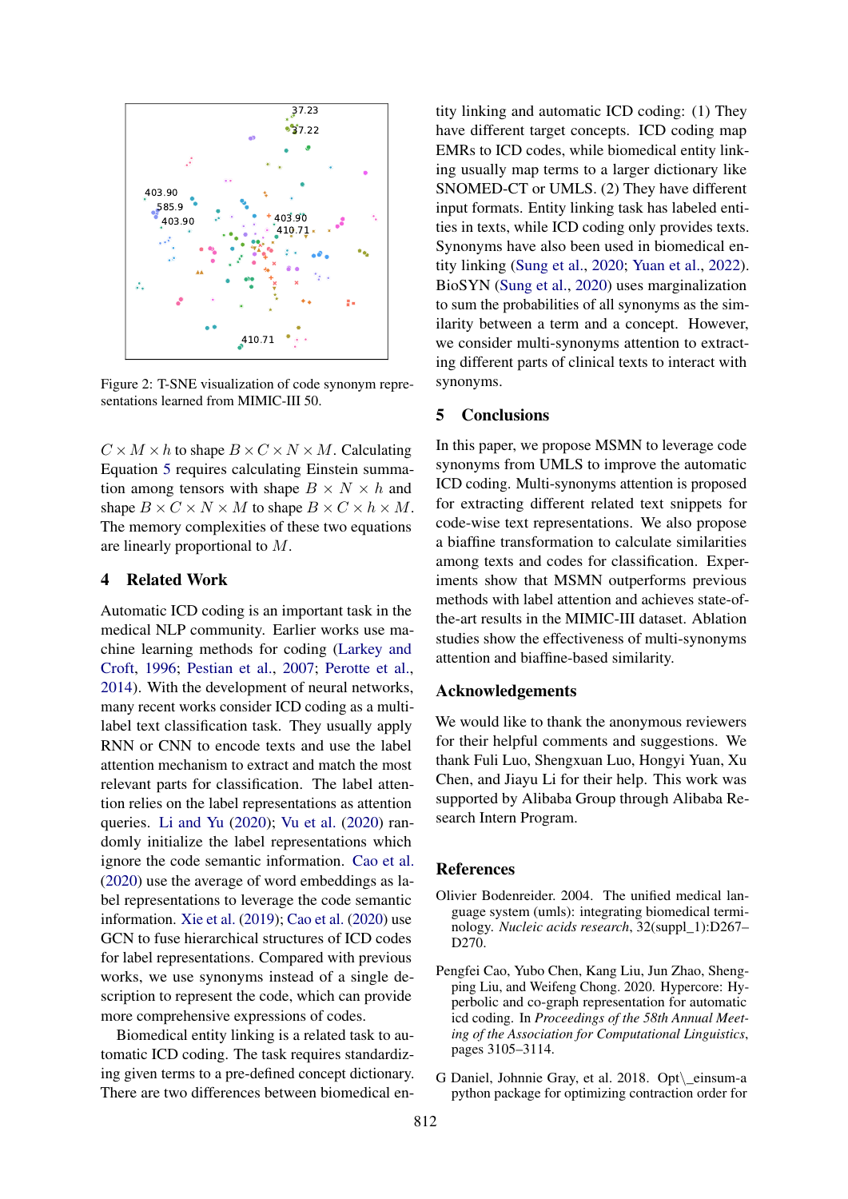Figure 2: T-SNE visualization of code synonym representations learned from MIMIC-III 50.

$C \times M \times h$ to shape $B \times C \times N \times M$. Calculating Equation 5 requires calculating Einstein summation among tensors with shape $B \times N \times h$ and shape $B \times C \times N \times M$ to shape $B \times C \times h \times M$. The memory complexities of these two equations are linearly proportional to $M$.

## 4 Related Work

Automatic ICD coding is an important task in the medical NLP community. Earlier works use machine learning methods for coding (Larkey and Croft, 1996; Pestian et al., 2007; Perotte et al., 2014). With the development of neural networks, many recent works consider ICD coding as a multi-label text classification task. They usually apply RNN or CNN to encode texts and use the label attention mechanism to extract and match the most relevant parts for classification. The label attention relies on the label representations as attention queries. Li and Yu (2020); Vu et al. (2020) randomly initialize the label representations which ignore the code semantic information. Cao et al. (2020) use the average of word embeddings as label representations to leverage the code semantic information. Xie et al. (2019); Cao et al. (2020) use GCN to fuse hierarchical structures of ICD codes for label representations. Compared with previous works, we use synonyms instead of a single description to represent the code, which can provide more comprehensive expressions of codes.

Biomedical entity linking is a related task to automatic ICD coding. The task requires standardizing given terms to a pre-defined concept dictionary. There are two differences between biomedical entity linking and automatic ICD coding: (1) They have different target concepts. ICD coding map EMRs to ICD codes, while biomedical entity linking usually map terms to a larger dictionary like SNOMED-CT or UMLS. (2) They have different input formats. Entity linking task has labeled entities in texts, while ICD coding only provides texts. Synonyms have also been used in biomedical entity linking (Sung et al., 2020; Yuan et al., 2022). BioSYN (Sung et al., 2020) uses marginalization to sum the probabilities of all synonyms as the similarity between a term and a concept. However, we consider multi-synonyms attention to extracting different parts of clinical texts to interact with synonyms.

## 5 Conclusions

In this paper, we propose MSMN to leverage code synonyms from UMLS to improve the automatic ICD coding. Multi-synonyms attention is proposed for extracting different related text snippets for code-wise text representations. We also propose a biaffine transformation to calculate similarities among texts and codes for classification. Experiments show that MSMN outperforms previous methods with label attention and achieves state-of-the-art results in the MIMIC-III dataset. Ablation studies show the effectiveness of multi-synonyms attention and biaffine-based similarity.

## Acknowledgements

We would like to thank the anonymous reviewers for their helpful comments and suggestions. We thank Fuli Luo, Shengxuan Luo, Hongyi Yuan, Xu Chen, and Jiayu Li for their help. This work was supported by Alibaba Group through Alibaba Research Intern Program.

## References

Olivier Bodenreider. 2004. The unified medical language system (umls): integrating biomedical terminology. *Nucleic acids research*, 32(suppl_1):D267–D270.

Pengfei Cao, Yubo Chen, Kang Liu, Jun Zhao, Shengping Liu, and Weifeng Chong. 2020. Hypercore: Hyperbolic and co-graph representation for automatic icd coding. In *Proceedings of the 58th Annual Meeting of the Association for Computational Linguistics*, pages 3105–3114.

G Daniel, Johnnie Gray, et al. 2018. Opt\_einsum-a python package for optimizing contraction order for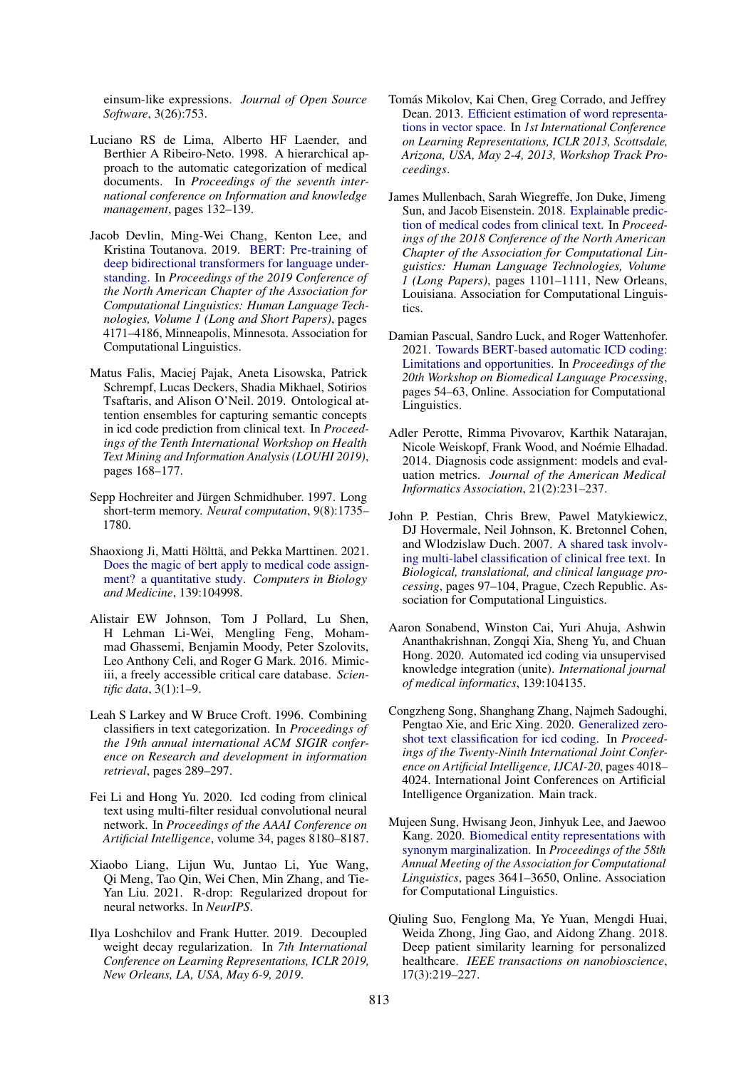einsum-like expressions. *Journal of Open Source Software*, 3(26):753.

Luciano RS de Lima, Alberto HF Laender, and Berthier A Ribeiro-Neto. 1998. A hierarchical approach to the automatic categorization of medical documents. In *Proceedings of the seventh international conference on Information and knowledge management*, pages 132–139.

Jacob Devlin, Ming-Wei Chang, Kenton Lee, and Kristina Toutanova. 2019. BERT: Pre-training of deep bidirectional transformers for language understanding. In *Proceedings of the 2019 Conference of the North American Chapter of the Association for Computational Linguistics: Human Language Technologies, Volume 1 (Long and Short Papers)*, pages 4171–4186, Minneapolis, Minnesota. Association for Computational Linguistics.

Matus Falis, Maciej Pajak, Aneta Lisowska, Patrick Schrempf, Lucas Deckers, Shadia Mikhael, Sotirios Tsaftaris, and Alison O'Neil. 2019. Ontological attention ensembles for capturing semantic concepts in icd code prediction from clinical text. In *Proceedings of the Tenth International Workshop on Health Text Mining and Information Analysis (LOUHI 2019)*, pages 168–177.

Sepp Hochreiter and Jürgen Schmidhuber. 1997. Long short-term memory. *Neural computation*, 9(8):1735–1780.

Shaoxiong Ji, Matti Hölttä, and Pekka Marttinen. 2021. Does the magic of bert apply to medical code assignment? a quantitative study. *Computers in Biology and Medicine*, 139:104998.

Alistair EW Johnson, Tom J Pollard, Lu Shen, H Lehman Li-Wei, Mengling Feng, Mohammad Ghassemi, Benjamin Moody, Peter Szolovits, Leo Anthony Celi, and Roger G Mark. 2016. Mimic-iii, a freely accessible critical care database. *Scientific data*, 3(1):1–9.

Leah S Larkey and W Bruce Croft. 1996. Combining classifiers in text categorization. In *Proceedings of the 19th annual international ACM SIGIR conference on Research and development in information retrieval*, pages 289–297.

Fei Li and Hong Yu. 2020. Icd coding from clinical text using multi-filter residual convolutional neural network. In *Proceedings of the AAAI Conference on Artificial Intelligence*, volume 34, pages 8180–8187.

Xiaobo Liang, Lijun Wu, Juntao Li, Yue Wang, Qi Meng, Tao Qin, Wei Chen, Min Zhang, and Tie-Yan Liu. 2021. R-drop: Regularized dropout for neural networks. In *NeurIPS*.

Ilya Loshchilov and Frank Hutter. 2019. Decoupled weight decay regularization. In *7th International Conference on Learning Representations, ICLR 2019, New Orleans, LA, USA, May 6-9, 2019*.

Tomás Mikolov, Kai Chen, Greg Corrado, and Jeffrey Dean. 2013. Efficient estimation of word representations in vector space. In *1st International Conference on Learning Representations, ICLR 2013, Scottsdale, Arizona, USA, May 2-4, 2013, Workshop Track Proceedings*.

James Mullenbach, Sarah Wiegreffe, Jon Duke, Jimeng Sun, and Jacob Eisenstein. 2018. Explainable prediction of medical codes from clinical text. In *Proceedings of the 2018 Conference of the North American Chapter of the Association for Computational Linguistics: Human Language Technologies, Volume 1 (Long Papers)*, pages 1101–1111, New Orleans, Louisiana. Association for Computational Linguistics.

Damian Pascual, Sandro Luck, and Roger Wattenhofer. 2021. Towards BERT-based automatic ICD coding: Limitations and opportunities. In *Proceedings of the 20th Workshop on Biomedical Language Processing*, pages 54–63, Online. Association for Computational Linguistics.

Adler Perotte, Rimma Pivovarov, Karthik Natarajan, Nicole Weiskopf, Frank Wood, and Noémie Elhadad. 2014. Diagnosis code assignment: models and evaluation metrics. *Journal of the American Medical Informatics Association*, 21(2):231–237.

John P. Pestian, Chris Brew, Pawel Matykiewicz, DJ Hovermale, Neil Johnson, K. Bretonnel Cohen, and Wlodzislaw Duch. 2007. A shared task involving multi-label classification of clinical free text. In *Biological, translational, and clinical language processing*, pages 97–104, Prague, Czech Republic. Association for Computational Linguistics.

Aaron Sonabend, Winston Cai, Yuri Ahuja, Ashwin Ananthakrishnan, Zongqi Xia, Sheng Yu, and Chuan Hong. 2020. Automated icd coding via unsupervised knowledge integration (unite). *International journal of medical informatics*, 139:104135.

Congzheng Song, Shanghang Zhang, Najmeh Sadoughi, Pengtao Xie, and Eric Xing. 2020. Generalized zero-shot text classification for icd coding. In *Proceedings of the Twenty-Ninth International Joint Conference on Artificial Intelligence, IJCAI-20*, pages 4018–4024. International Joint Conferences on Artificial Intelligence Organization. Main track.

Mujeen Sung, Hwisang Jeon, Jinhyuk Lee, and Jaewoo Kang. 2020. Biomedical entity representations with synonym marginalization. In *Proceedings of the 58th Annual Meeting of the Association for Computational Linguistics*, pages 3641–3650, Online. Association for Computational Linguistics.

Qiuling Suo, Fenglong Ma, Ye Yuan, Mengdi Huai, Weida Zhong, Jing Gao, and Aidong Zhang. 2018. Deep patient similarity learning for personalized healthcare. *IEEE transactions on nanobioscience*, 17(3):219–227.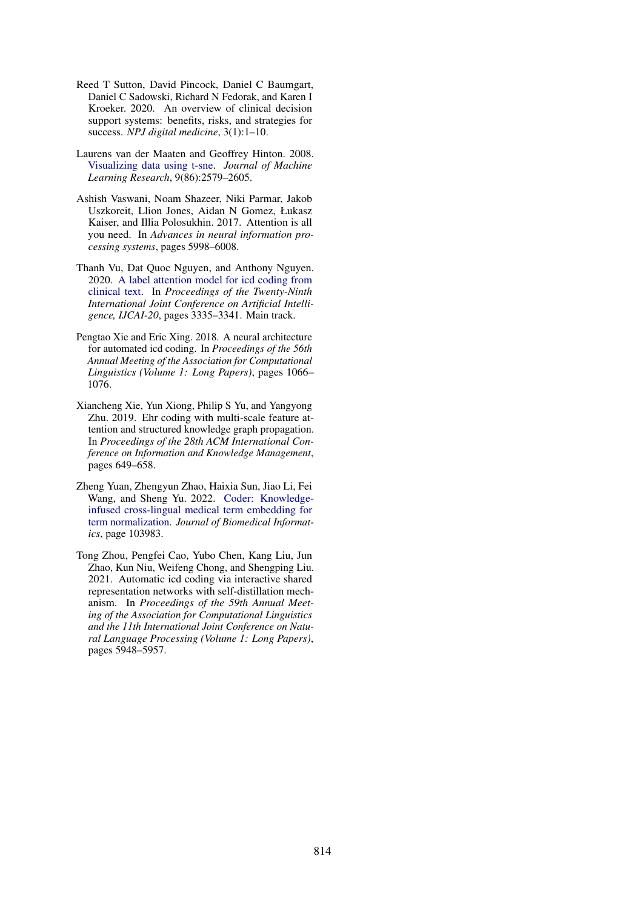Reed T Sutton, David Pincock, Daniel C Baumgart, Daniel C Sadowski, Richard N Fedorak, and Karen I Kroeker. 2020. An overview of clinical decision support systems: benefits, risks, and strategies for success. *NPJ digital medicine*, 3(1):1–10.

Laurens van der Maaten and Geoffrey Hinton. 2008. Visualizing data using t-sne. *Journal of Machine Learning Research*, 9(86):2579–2605.

Ashish Vaswani, Noam Shazeer, Niki Parmar, Jakob Uszkoreit, Llion Jones, Aidan N Gomez, Łukasz Kaiser, and Illia Polosukhin. 2017. Attention is all you need. In *Advances in neural information processing systems*, pages 5998–6008.

Thanh Vu, Dat Quoc Nguyen, and Anthony Nguyen. 2020. A label attention model for icd coding from clinical text. In *Proceedings of the Twenty-Ninth International Joint Conference on Artificial Intelligence, IJCAI-20*, pages 3335–3341. Main track.

Pengtao Xie and Eric Xing. 2018. A neural architecture for automated icd coding. In *Proceedings of the 56th Annual Meeting of the Association for Computational Linguistics (Volume 1: Long Papers)*, pages 1066–1076.

Xiancheng Xie, Yun Xiong, Philip S Yu, and Yangyong Zhu. 2019. Ehr coding with multi-scale feature attention and structured knowledge graph propagation. In *Proceedings of the 28th ACM International Conference on Information and Knowledge Management*, pages 649–658.

Zheng Yuan, Zhengyun Zhao, Haixia Sun, Jiao Li, Fei Wang, and Sheng Yu. 2022. Coder: Knowledge-infused cross-lingual medical term embedding for term normalization. *Journal of Biomedical Informatics*, page 103983.

Tong Zhou, Pengfei Cao, Yubo Chen, Kang Liu, Jun Zhao, Kun Niu, Weifeng Chong, and Shengping Liu. 2021. Automatic icd coding via interactive shared representation networks with self-distillation mechanism. In *Proceedings of the 59th Annual Meeting of the Association for Computational Linguistics and the 11th International Joint Conference on Natural Language Processing (Volume 1: Long Papers)*, pages 5948–5957.